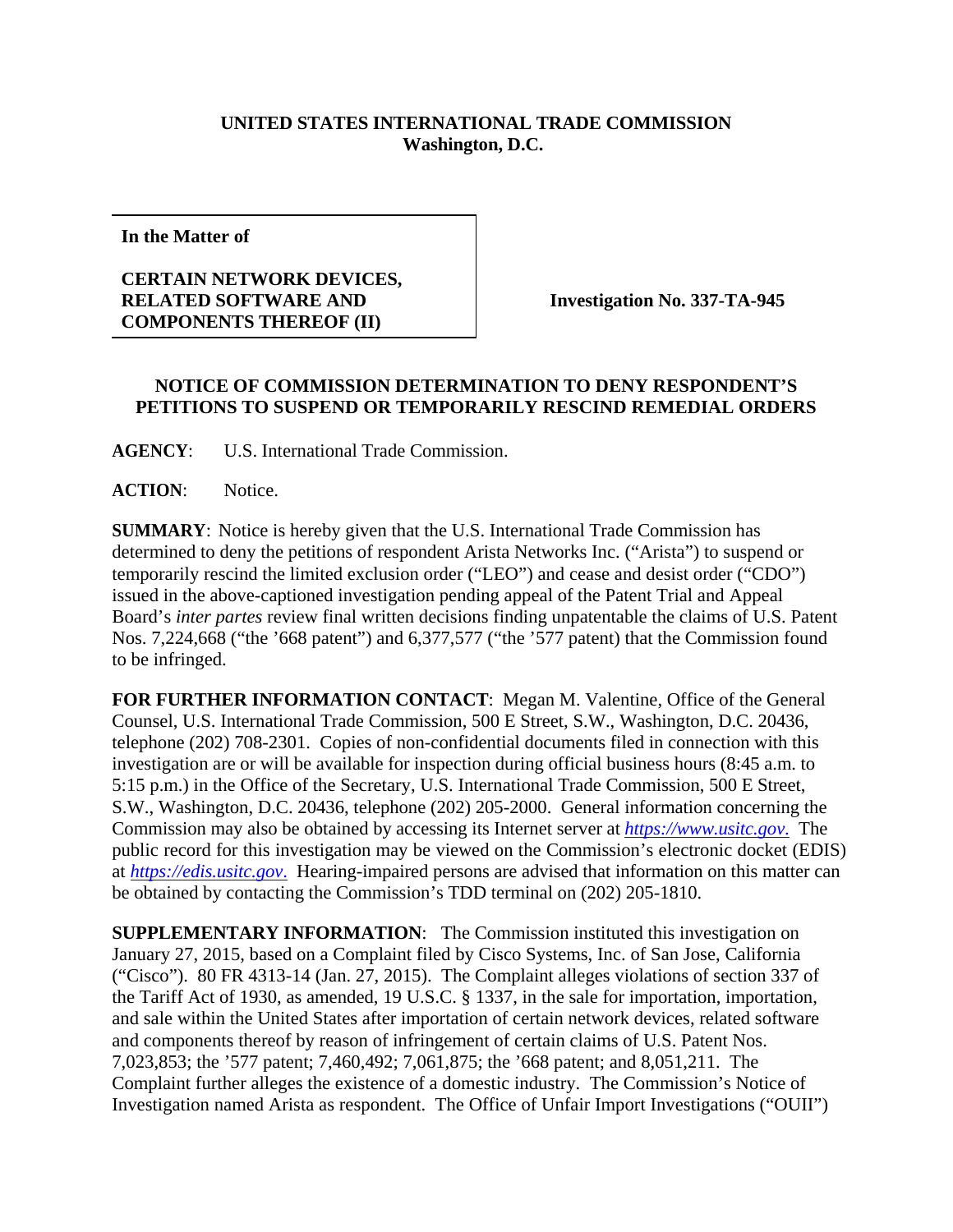**UNITED STATES INTERNATIONAL TRADE COMMISSION**
**Washington, D.C.**

| **In the Matter of** **CERTAIN NETWORK DEVICES, RELATED SOFTWARE AND COMPONENTS THEREOF (II)** | **Investigation No. 337-TA-945** |
|---|---|

**NOTICE OF COMMISSION DETERMINATION TO DENY RESPONDENT'S PETITIONS TO SUSPEND OR TEMPORARILY RESCIND REMEDIAL ORDERS**

**AGENCY**: U.S. International Trade Commission.

**ACTION**: Notice.

**SUMMARY**: Notice is hereby given that the U.S. International Trade Commission has determined to deny the petitions of respondent Arista Networks Inc. ("Arista") to suspend or temporarily rescind the limited exclusion order ("LEO") and cease and desist order ("CDO") issued in the above-captioned investigation pending appeal of the Patent Trial and Appeal Board's *inter partes* review final written decisions finding unpatentable the claims of U.S. Patent Nos. 7,224,668 ("the '668 patent") and 6,377,577 ("the '577 patent) that the Commission found to be infringed.

**FOR FURTHER INFORMATION CONTACT**: Megan M. Valentine, Office of the General Counsel, U.S. International Trade Commission, 500 E Street, S.W., Washington, D.C. 20436, telephone (202) 708-2301. Copies of non-confidential documents filed in connection with this investigation are or will be available for inspection during official business hours (8:45 a.m. to 5:15 p.m.) in the Office of the Secretary, U.S. International Trade Commission, 500 E Street, S.W., Washington, D.C. 20436, telephone (202) 205-2000. General information concerning the Commission may also be obtained by accessing its Internet server at *https://www.usitc.gov*. The public record for this investigation may be viewed on the Commission's electronic docket (EDIS) at *https://edis.usitc.gov*. Hearing-impaired persons are advised that information on this matter can be obtained by contacting the Commission's TDD terminal on (202) 205-1810.

**SUPPLEMENTARY INFORMATION**: The Commission instituted this investigation on January 27, 2015, based on a Complaint filed by Cisco Systems, Inc. of San Jose, California ("Cisco"). 80 FR 4313-14 (Jan. 27, 2015). The Complaint alleges violations of section 337 of the Tariff Act of 1930, as amended, 19 U.S.C. § 1337, in the sale for importation, importation, and sale within the United States after importation of certain network devices, related software and components thereof by reason of infringement of certain claims of U.S. Patent Nos. 7,023,853; the '577 patent; 7,460,492; 7,061,875; the '668 patent; and 8,051,211. The Complaint further alleges the existence of a domestic industry. The Commission's Notice of Investigation named Arista as respondent. The Office of Unfair Import Investigations ("OUII")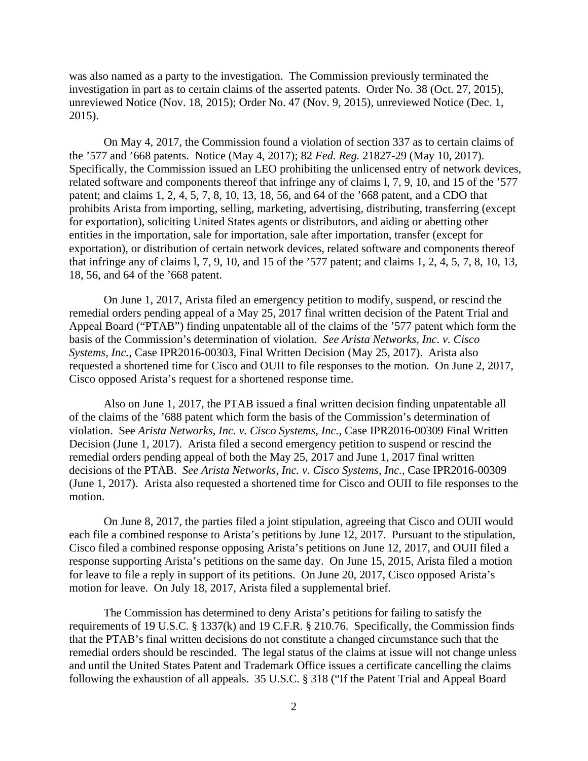was also named as a party to the investigation. The Commission previously terminated the investigation in part as to certain claims of the asserted patents. Order No. 38 (Oct. 27, 2015), unreviewed Notice (Nov. 18, 2015); Order No. 47 (Nov. 9, 2015), unreviewed Notice (Dec. 1, 2015).

On May 4, 2017, the Commission found a violation of section 337 as to certain claims of the '577 and '668 patents. Notice (May 4, 2017); 82 *Fed. Reg.* 21827-29 (May 10, 2017). Specifically, the Commission issued an LEO prohibiting the unlicensed entry of network devices, related software and components thereof that infringe any of claims l, 7, 9, 10, and 15 of the '577 patent; and claims 1, 2, 4, 5, 7, 8, 10, 13, 18, 56, and 64 of the '668 patent, and a CDO that prohibits Arista from importing, selling, marketing, advertising, distributing, transferring (except for exportation), soliciting United States agents or distributors, and aiding or abetting other entities in the importation, sale for importation, sale after importation, transfer (except for exportation), or distribution of certain network devices, related software and components thereof that infringe any of claims l, 7, 9, 10, and 15 of the '577 patent; and claims 1, 2, 4, 5, 7, 8, 10, 13, 18, 56, and 64 of the '668 patent.

On June 1, 2017, Arista filed an emergency petition to modify, suspend, or rescind the remedial orders pending appeal of a May 25, 2017 final written decision of the Patent Trial and Appeal Board ("PTAB") finding unpatentable all of the claims of the '577 patent which form the basis of the Commission's determination of violation. *See Arista Networks, Inc. v. Cisco Systems, Inc.*, Case IPR2016-00303, Final Written Decision (May 25, 2017). Arista also requested a shortened time for Cisco and OUII to file responses to the motion. On June 2, 2017, Cisco opposed Arista's request for a shortened response time.

Also on June 1, 2017, the PTAB issued a final written decision finding unpatentable all of the claims of the '688 patent which form the basis of the Commission's determination of violation. See *Arista Networks, Inc. v. Cisco Systems, Inc.*, Case IPR2016-00309 Final Written Decision (June 1, 2017). Arista filed a second emergency petition to suspend or rescind the remedial orders pending appeal of both the May 25, 2017 and June 1, 2017 final written decisions of the PTAB. *See Arista Networks, Inc. v. Cisco Systems, Inc.*, Case IPR2016-00309 (June 1, 2017). Arista also requested a shortened time for Cisco and OUII to file responses to the motion.

On June 8, 2017, the parties filed a joint stipulation, agreeing that Cisco and OUII would each file a combined response to Arista's petitions by June 12, 2017. Pursuant to the stipulation, Cisco filed a combined response opposing Arista's petitions on June 12, 2017, and OUII filed a response supporting Arista's petitions on the same day. On June 15, 2015, Arista filed a motion for leave to file a reply in support of its petitions. On June 20, 2017, Cisco opposed Arista's motion for leave. On July 18, 2017, Arista filed a supplemental brief.

The Commission has determined to deny Arista's petitions for failing to satisfy the requirements of 19 U.S.C. § 1337(k) and 19 C.F.R. § 210.76. Specifically, the Commission finds that the PTAB's final written decisions do not constitute a changed circumstance such that the remedial orders should be rescinded. The legal status of the claims at issue will not change unless and until the United States Patent and Trademark Office issues a certificate cancelling the claims following the exhaustion of all appeals. 35 U.S.C. § 318 ("If the Patent Trial and Appeal Board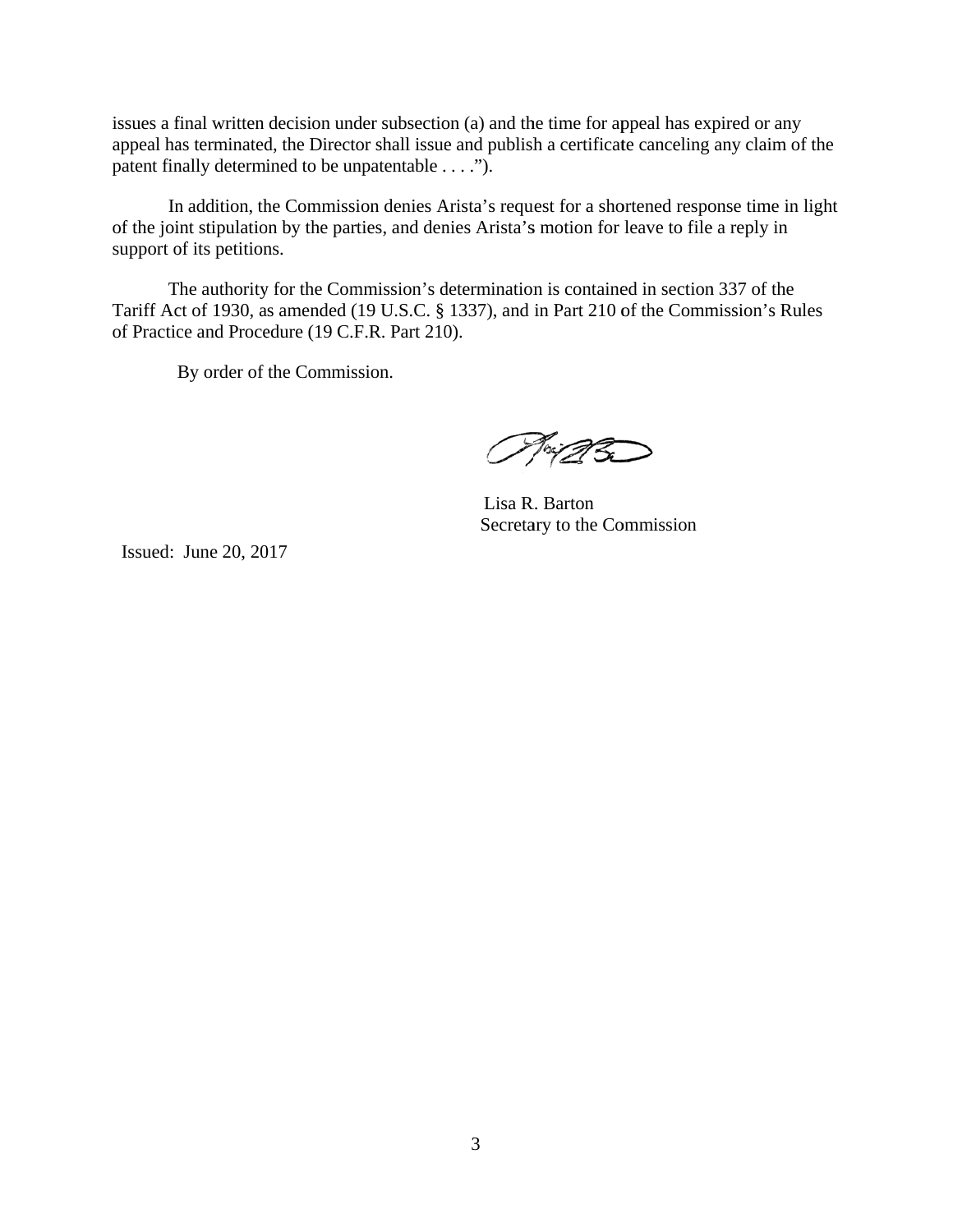issues a final written decision under subsection (a) and the time for appeal has expired or any appeal has terminated, the Director shall issue and publish a certificate canceling any claim of the patent finally determined to be unpatentable . . . .").

In addition, the Commission denies Arista's request for a shortened response time in light of the joint stipulation by the parties, and denies Arista's motion for leave to file a reply in support of its petitions.

The authority for the Commission's determination is contained in section 337 of the Tariff Act of 1930, as amended (19 U.S.C. § 1337), and in Part 210 of the Commission's Rules of Practice and Procedure (19 C.F.R. Part 210).

By order of the Commission.

Lisa R. Barton
Secretary to the Commission

Issued: June 20, 2017